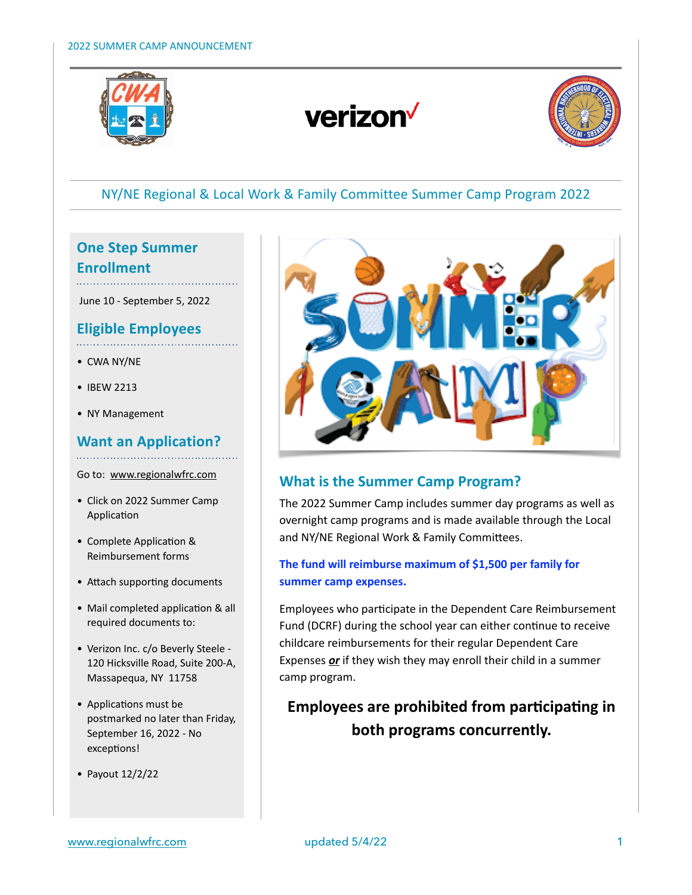## NY/NE Regional & Local Work & Family Committee Summer Camp Program 2022

### One Step Summer Enrollment

June 10 - September 5, 2022

### Eligible Employees

- CWA NY/NE
- IBEW 2213
- NY Management

### Want an Application?

Go to: www.regionalwfrc.com

- Click on 2022 Summer Camp Application
- Complete Application & Reimbursement forms
- Attach supporting documents
- Mail completed application & all required documents to:
- Verizon Inc. c/o Beverly Steele - 120 Hicksville Road, Suite 200-A, Massapequa, NY 11758
- Applications must be postmarked no later than Friday, September 16, 2022 - No exceptions!
- Payout 12/2/22

### What is the Summer Camp Program?

The 2022 Summer Camp includes summer day programs as well as overnight camp programs and is made available through the Local and NY/NE Regional Work & Family Committees.

**The fund will reimburse maximum of $1,500 per family for summer camp expenses.**

Employees who participate in the Dependent Care Reimbursement Fund (DCRF) during the school year can either continue to receive childcare reimbursements for their regular Dependent Care Expenses ***or*** if they wish they may enroll their child in a summer camp program.

**Employees are prohibited from participating in both programs concurrently.**

www.regionalwfrc.com

updated 5/4/22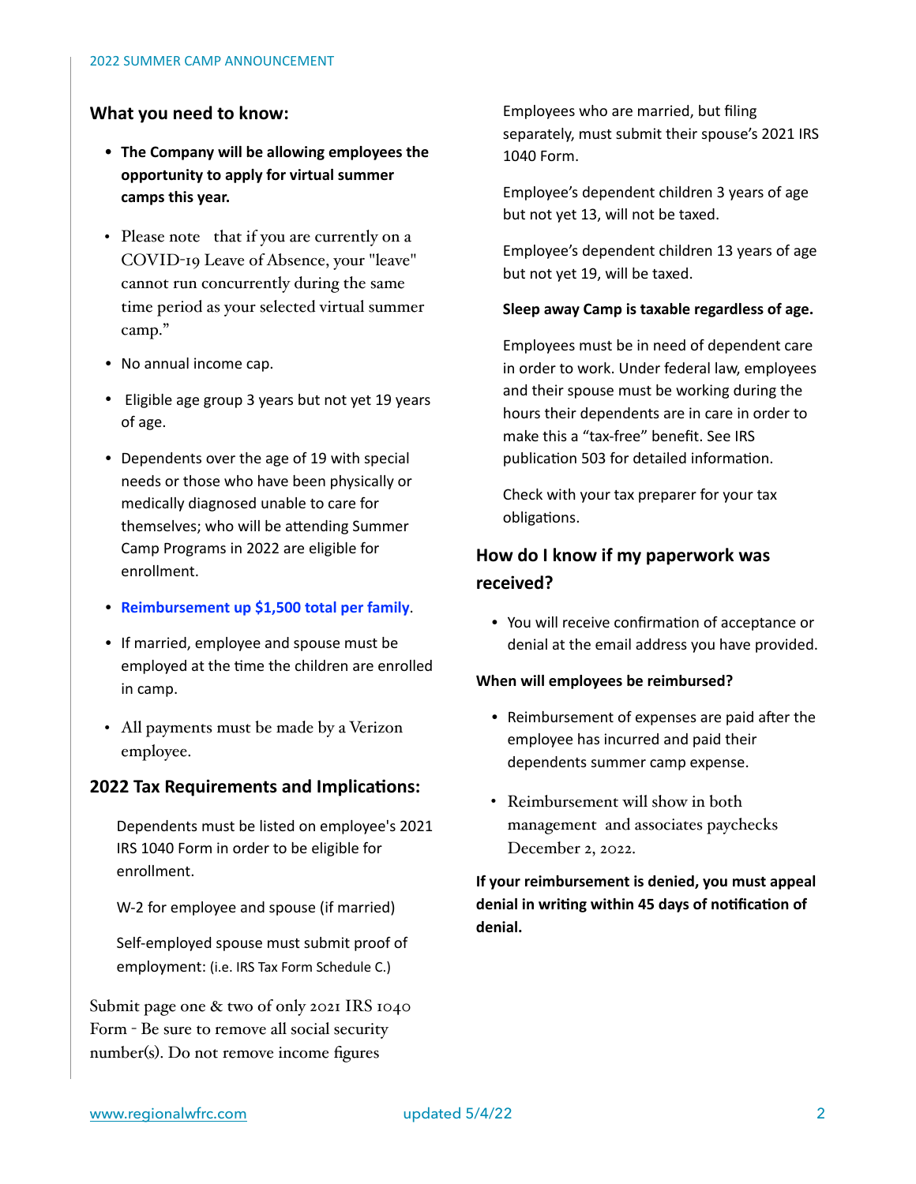## What you need to know:

- **The Company will be allowing employees the opportunity to apply for virtual summer camps this year.**
- Please note that if you are currently on a COVID-19 Leave of Absence, your "leave" cannot run concurrently during the same time period as your selected virtual summer camp."
- No annual income cap.
- Eligible age group 3 years but not yet 19 years of age.
- Dependents over the age of 19 with special needs or those who have been physically or medically diagnosed unable to care for themselves; who will be attending Summer Camp Programs in 2022 are eligible for enrollment.
- **Reimbursement up $1,500 total per family**.
- If married, employee and spouse must be employed at the time the children are enrolled in camp.
- All payments must be made by a Verizon employee.

## 2022 Tax Requirements and Implications:

Dependents must be listed on employee's 2021 IRS 1040 Form in order to be eligible for enrollment.

W-2 for employee and spouse (if married)

Self-employed spouse must submit proof of employment: (i.e. IRS Tax Form Schedule C.)

Submit page one & two of only 2021 IRS 1040 Form - Be sure to remove all social security number(s). Do not remove income figures

Employees who are married, but filing separately, must submit their spouse's 2021 IRS 1040 Form.

Employee's dependent children 3 years of age but not yet 13, will not be taxed.

Employee's dependent children 13 years of age but not yet 19, will be taxed.

**Sleep away Camp is taxable regardless of age.**

Employees must be in need of dependent care in order to work. Under federal law, employees and their spouse must be working during the hours their dependents are in care in order to make this a "tax-free" benefit. See IRS publication 503 for detailed information.

Check with your tax preparer for your tax obligations.

## How do I know if my paperwork was received?

- You will receive confirmation of acceptance or denial at the email address you have provided.

**When will employees be reimbursed?**

- Reimbursement of expenses are paid after the employee has incurred and paid their dependents summer camp expense.
- Reimbursement will show in both management and associates paychecks December 2, 2022.

**If your reimbursement is denied, you must appeal denial in writing within 45 days of notification of denial.**